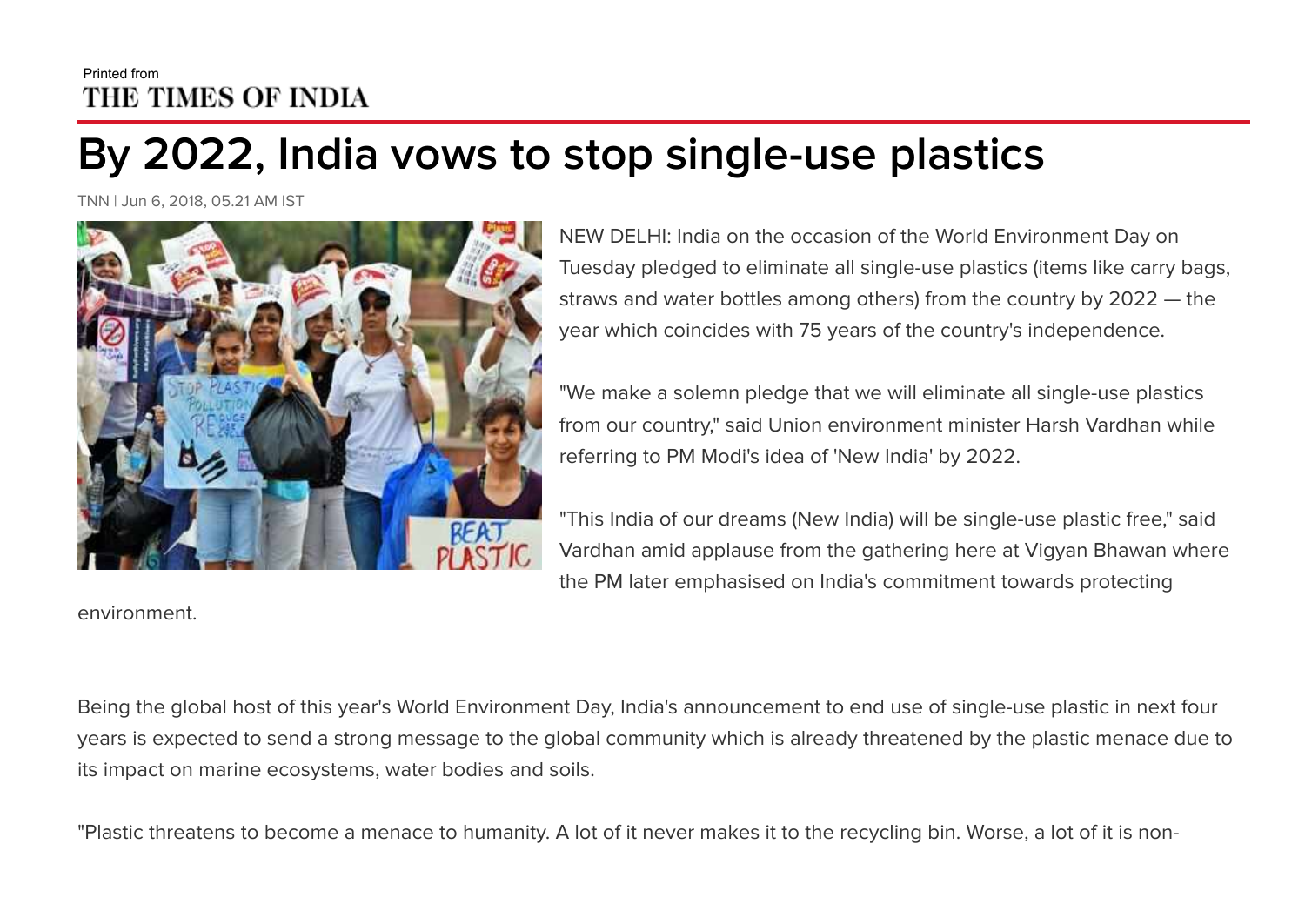Printed from
THE TIMES OF INDIA

# By 2022, India vows to stop single-use plastics

TNN | Jun 6, 2018, 05.21 AM IST

NEW DELHI: India on the occasion of the World Environment Day on Tuesday pledged to eliminate all single-use plastics (items like carry bags, straws and water bottles among others) from the country by 2022 — the year which coincides with 75 years of the country's independence.

"We make a solemn pledge that we will eliminate all single-use plastics from our country," said Union environment minister Harsh Vardhan while referring to PM Modi's idea of 'New India' by 2022.

"This India of our dreams (New India) will be single-use plastic free," said Vardhan amid applause from the gathering here at Vigyan Bhawan where the PM later emphasised on India's commitment towards protecting environment.

Being the global host of this year's World Environment Day, India's announcement to end use of single-use plastic in next four years is expected to send a strong message to the global community which is already threatened by the plastic menace due to its impact on marine ecosystems, water bodies and soils.

"Plastic threatens to become a menace to humanity. A lot of it never makes it to the recycling bin. Worse, a lot of it is non-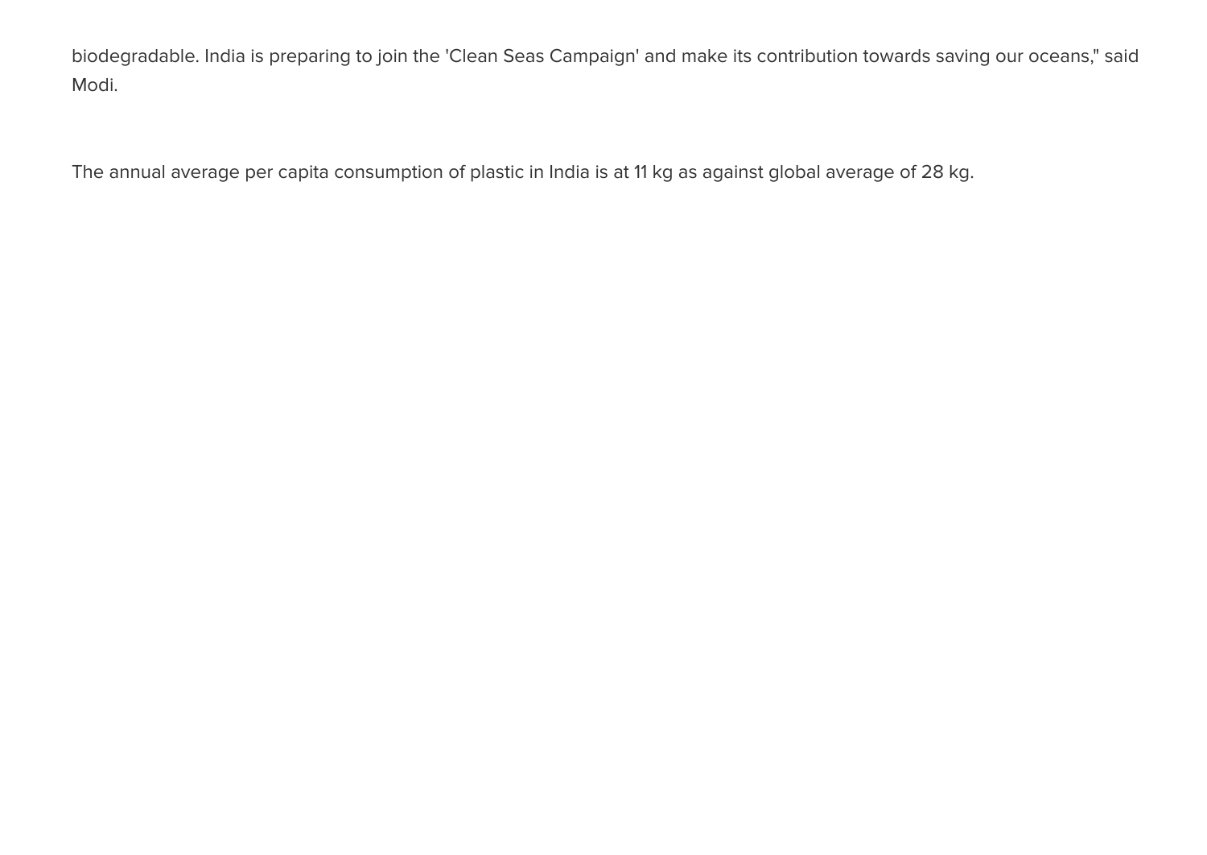biodegradable. India is preparing to join the 'Clean Seas Campaign' and make its contribution towards saving our oceans," said Modi.

The annual average per capita consumption of plastic in India is at 11 kg as against global average of 28 kg.